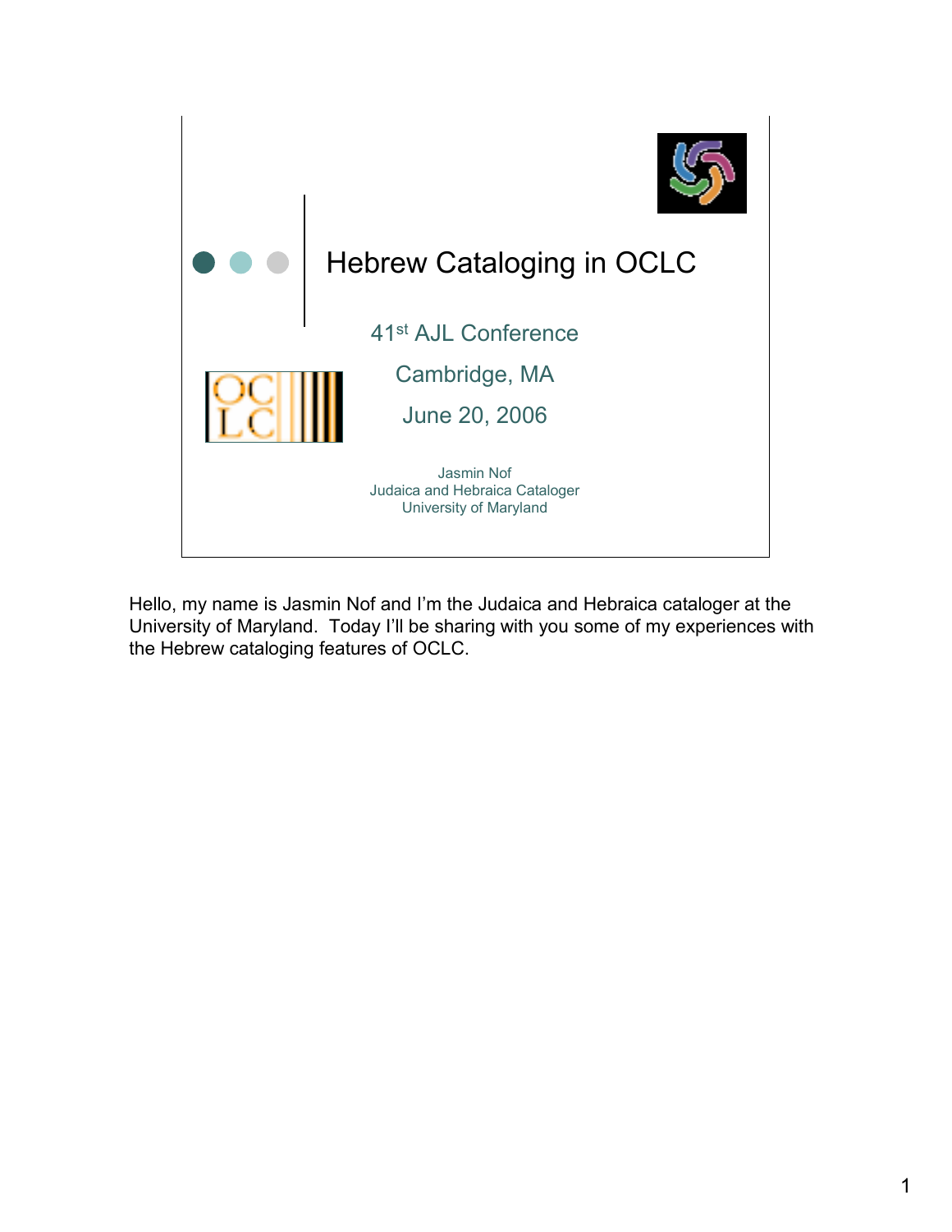# Hebrew Cataloging in OCLC

41st AJL Conference

Cambridge, MA

June 20, 2006

Jasmin Nof
Judaica and Hebraica Cataloger
University of Maryland

Hello, my name is Jasmin Nof and I'm the Judaica and Hebraica cataloger at the University of Maryland. Today I'll be sharing with you some of my experiences with the Hebrew cataloging features of OCLC.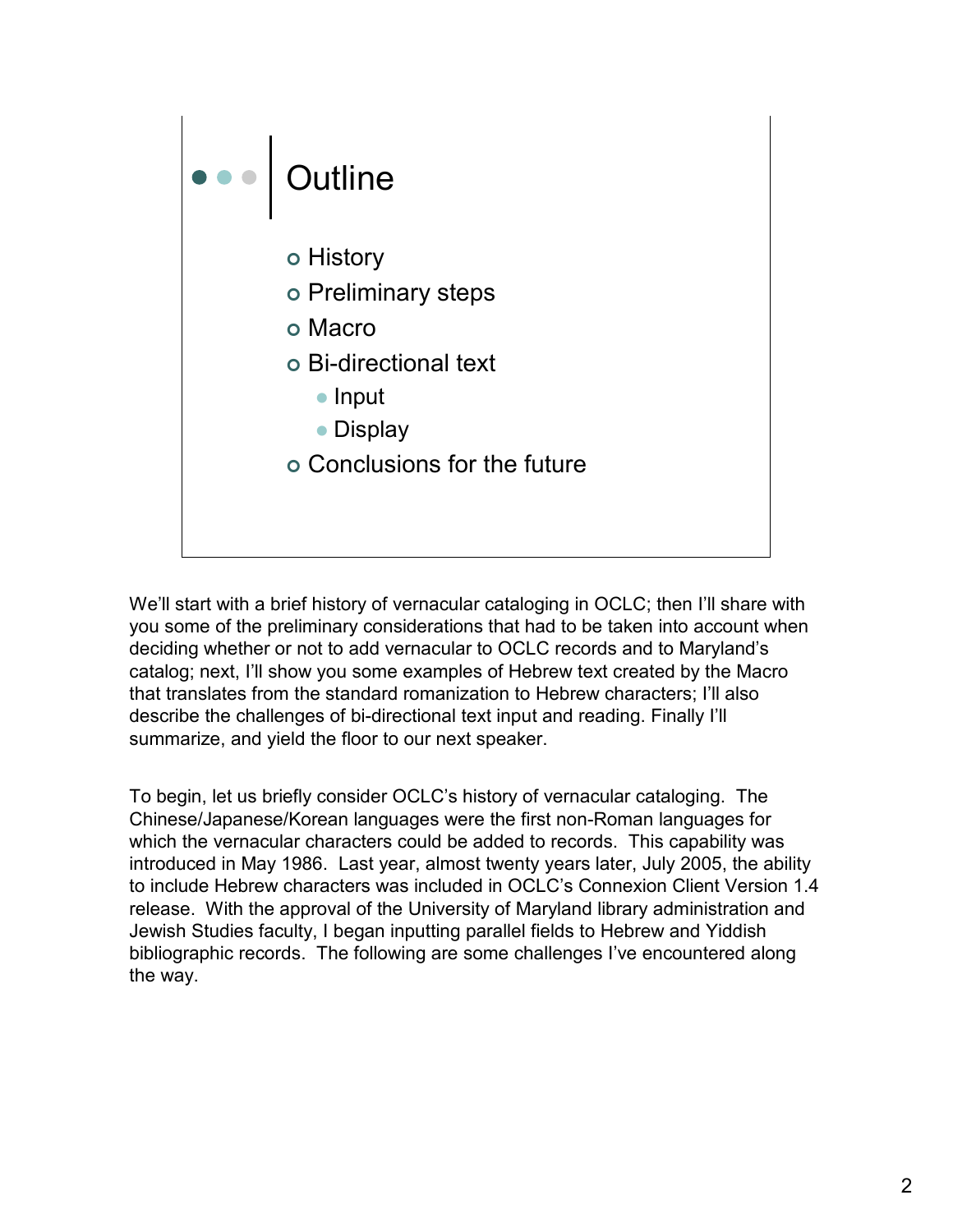## Outline

- History
- Preliminary steps
- Macro
- Bi-directional text
  - Input
  - Display
- Conclusions for the future

We'll start with a brief history of vernacular cataloging in OCLC; then I'll share with you some of the preliminary considerations that had to be taken into account when deciding whether or not to add vernacular to OCLC records and to Maryland's catalog; next, I'll show you some examples of Hebrew text created by the Macro that translates from the standard romanization to Hebrew characters; I'll also describe the challenges of bi-directional text input and reading. Finally I'll summarize, and yield the floor to our next speaker.

To begin, let us briefly consider OCLC's history of vernacular cataloging. The Chinese/Japanese/Korean languages were the first non-Roman languages for which the vernacular characters could be added to records. This capability was introduced in May 1986. Last year, almost twenty years later, July 2005, the ability to include Hebrew characters was included in OCLC's Connexion Client Version 1.4 release. With the approval of the University of Maryland library administration and Jewish Studies faculty, I began inputting parallel fields to Hebrew and Yiddish bibliographic records. The following are some challenges I've encountered along the way.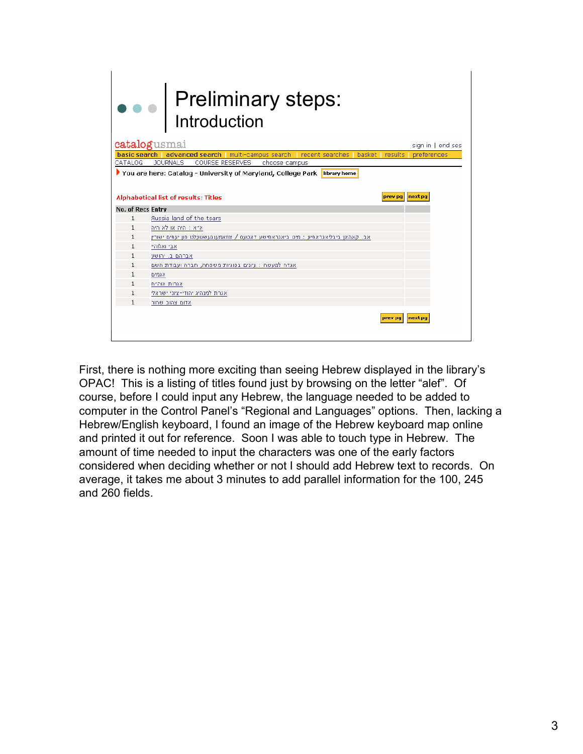# Preliminary steps:

## Introduction

catalogusmai — sign in | end ses

basic search | advanced search | multi-campus search | recent searches | basket | results | preferences

CATALOG | JOURNALS | COURSE RESERVES | choose campus

You are here: Catalog - University of Maryland, College Park | library home

Alphabetical list of results: Titles — prev pg | next pg

| No. of Recs | Entry |
|---|---|
| 1 | Russia land of the tsars |
| 1 | א״א : היה או לא היה |
| 1 | אב. קאהאן ביבליאגראפיע : מיט ביאגראפישע דאטעס / צוזאמענגעשטעלט פון י׳ ענים ישורין |
| 1 | אבי ואלוהי״ |
| 1 | אברהם ב. יהושע |
| 1 | אגדה למשפט : עיונים בסוגיות משפחה, חברה ועבודת השם |
| 1 | אגמים |
| 1 | אגרות אוה״ח |
| 1 | אגרת למנהיגי יהודי-ציון ישראל |
| 1 | אדום צהוב שחור |

prev pg | next pg

First, there is nothing more exciting than seeing Hebrew displayed in the library's OPAC! This is a listing of titles found just by browsing on the letter "alef". Of course, before I could input any Hebrew, the language needed to be added to computer in the Control Panel's "Regional and Languages" options. Then, lacking a Hebrew/English keyboard, I found an image of the Hebrew keyboard map online and printed it out for reference. Soon I was able to touch type in Hebrew. The amount of time needed to input the characters was one of the early factors considered when deciding whether or not I should add Hebrew text to records. On average, it takes me about 3 minutes to add parallel information for the 100, 245 and 260 fields.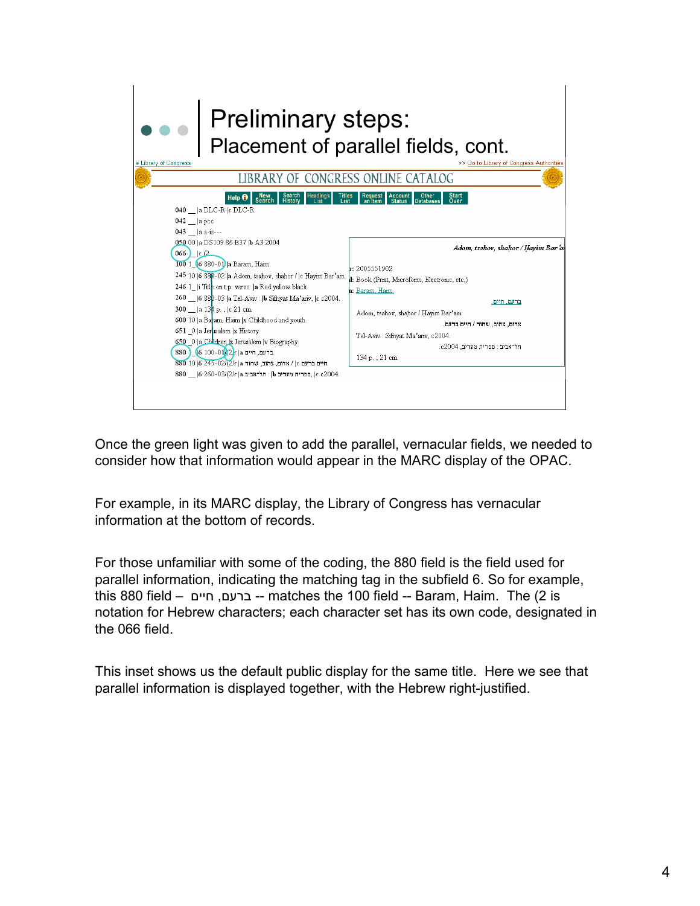# Preliminary steps:
## Placement of parallel fields, cont.

e Library of Congress >> Go to Library of Congress Authorities

LIBRARY OF CONGRESS ONLINE CATALOG

Help | New Search | Search History | Headings List | Titles List | Request an Item | Account Status | Other Databases | Start Over

```
040 __ |a DLC-R |c DLC-R
042 __ |a pcc
043 __ |a a-is---
050 00 |a DS109.86.B37 |b A3 2004
066 __ |c (2
100 1_ |6 880-01 |a Baram, Haim.
245 10 |6 880-02 |a Adom, tsahov, shahor / |c Hayim Bar'am.
246 1_ |i Title on t.p. verso: |a Red yellow black
260 __ |6 880-03 |a Tel-Aviv : |b Sifriyat Ma'ariv, |c c2004.
300 __ |a 134 p. ; |c 21 cm.
600 10 |a Baram, Haim |x Childhood and youth.
651 _0 |a Jerusalem |x History.
650 _0 |a Children |z Jerusalem |v Biography.
880 __ |6 100-01/(2/r |a ברעם, חיים.
880 10 |6 245-02/(2/r |a אדום, צהוב, שחור / |c חיים ברעם.
880 __ |6 260-03/(2/r |a תל-אביב : |b ספרית מעריב, |c c2004.
```

Adom, tsahov, shahor / Hayim Bar'a

r: 2005551902
l: Book (Print, Microform, Electronic, etc.)
n: Baram, Haim.
ברעם, חיים.

Adom, tsahov, shahor / Hayim Bar'am.
אדום, צהוב, שחור / חיים ברעם.

Tel-Aviv : Sifriyat Ma'ariv, c2004.
תל-אביב : ספרית מעריב, c2004.

134 p. ; 21 cm.

Once the green light was given to add the parallel, vernacular fields, we needed to consider how that information would appear in the MARC display of the OPAC.

For example, in its MARC display, the Library of Congress has vernacular information at the bottom of records.

For those unfamiliar with some of the coding, the 880 field is the field used for parallel information, indicating the matching tag in the subfield 6. So for example, this 880 field – ברעם, חיים -- matches the 100 field -- Baram, Haim. The (2 is notation for Hebrew characters; each character set has its own code, designated in the 066 field.

This inset shows us the default public display for the same title. Here we see that parallel information is displayed together, with the Hebrew right-justified.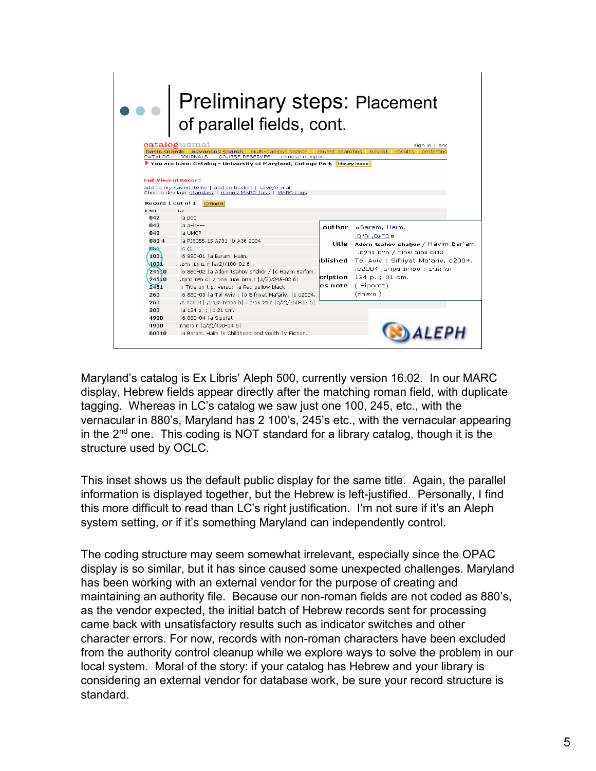# Preliminary steps: Placement of parallel fields, cont.

Maryland's catalog is Ex Libris' Aleph 500, currently version 16.02. In our MARC display, Hebrew fields appear directly after the matching roman field, with duplicate tagging. Whereas in LC's catalog we saw just one 100, 245, etc., with the vernacular in 880's, Maryland has 2 100's, 245's etc., with the vernacular appearing in the 2nd one. This coding is NOT standard for a library catalog, though it is the structure used by OCLC.

This inset shows us the default public display for the same title. Again, the parallel information is displayed together, but the Hebrew is left-justified. Personally, I find this more difficult to read than LC's right justification. I'm not sure if it's an Aleph system setting, or if it's something Maryland can independently control.

The coding structure may seem somewhat irrelevant, especially since the OPAC display is so similar, but it has since caused some unexpected challenges. Maryland has been working with an external vendor for the purpose of creating and maintaining an authority file. Because our non-roman fields are not coded as 880's, as the vendor expected, the initial batch of Hebrew records sent for processing came back with unsatisfactory results such as indicator switches and other character errors. For now, records with non-roman characters have been excluded from the authority control cleanup while we explore ways to solve the problem in our local system. Moral of the story: if your catalog has Hebrew and your library is considering an external vendor for database work, be sure your record structure is standard.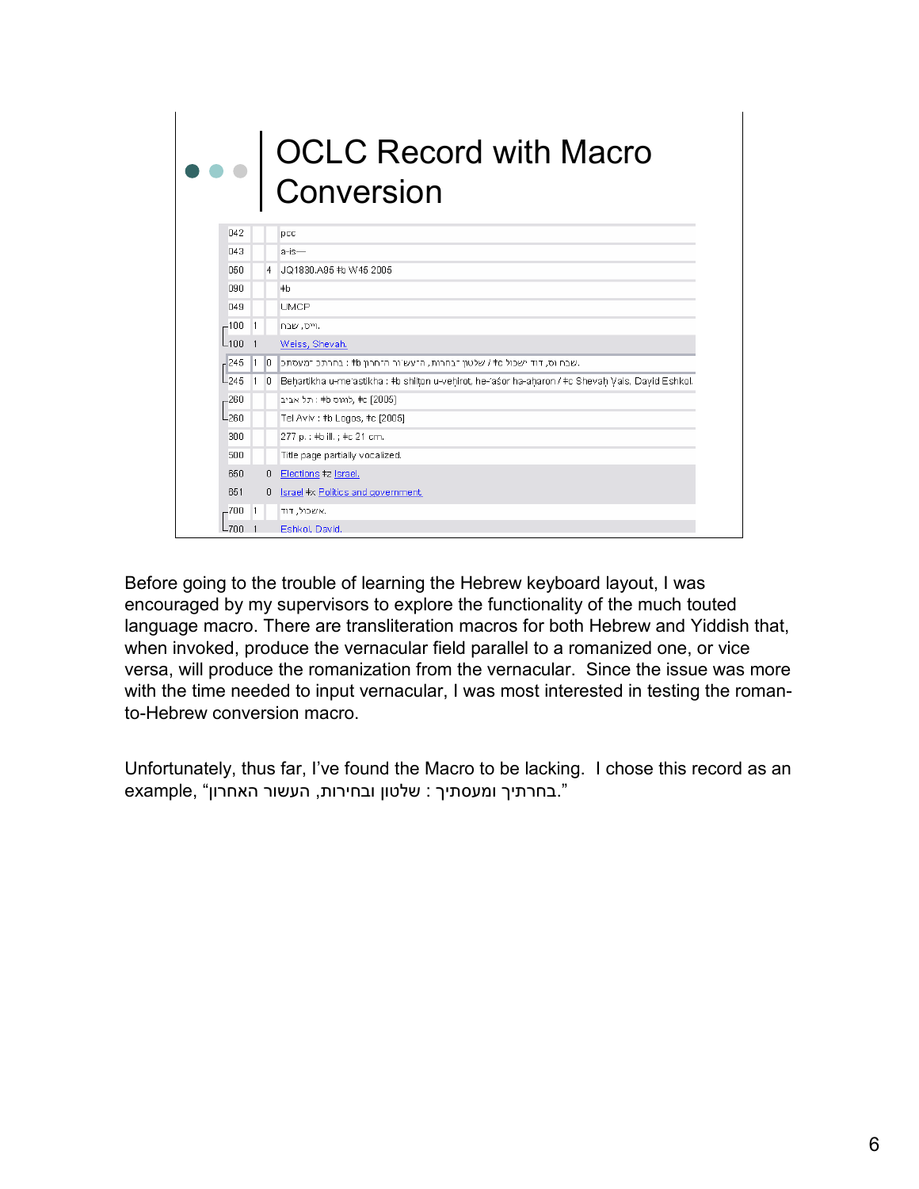# OCLC Record with Macro Conversion

| | | | |
|---|---|---|---|
| 042 | | | pcc |
| 043 | | | a-is— |
| 050 | | 4 | JQ1830.A95 ‡b W45 2005 |
| 090 | | | ‡b |
| 049 | | | UMCP |
| 100 | 1 | | ויס, שבח. |
| 100 | 1 | | Weiss, Shevah. |
| 245 | 1 | 0 | בחרתיך ומעסתיך : ‡b שלטון ובחירות, העשור האחרון / ‡c שבח ויס, דוד אשכול. |
| 245 | 1 | 0 | Beḥartikha u-me'astikha : ‡b shilṭon u-veḥirot, he-'asor ha-aḥaron / ‡c Shevaḥ Vais, David Eshkol. |
| 260 | | | תל אביב : ‡b לוגוס, ‡c [2005] |
| 260 | | | Tel Aviv : ‡b Logos, ‡c [2005] |
| 300 | | | 277 p. : ‡b ill. ; ‡c 21 cm. |
| 500 | | | Title page partially vocalized. |
| 650 | | 0 | Elections ‡z Israel. |
| 651 | | 0 | Israel ‡x Politics and government. |
| 700 | 1 | | אשכול, דוד. |
| 700 | 1 | | Eshkol, David. |

Before going to the trouble of learning the Hebrew keyboard layout, I was encouraged by my supervisors to explore the functionality of the much touted language macro. There are transliteration macros for both Hebrew and Yiddish that, when invoked, produce the vernacular field parallel to a romanized one, or vice versa, will produce the romanization from the vernacular. Since the issue was more with the time needed to input vernacular, I was most interested in testing the roman-to-Hebrew conversion macro.

Unfortunately, thus far, I've found the Macro to be lacking. I chose this record as an example, "בחרתיך ומעסתיך : שלטון ובחירות, העשור האחרון."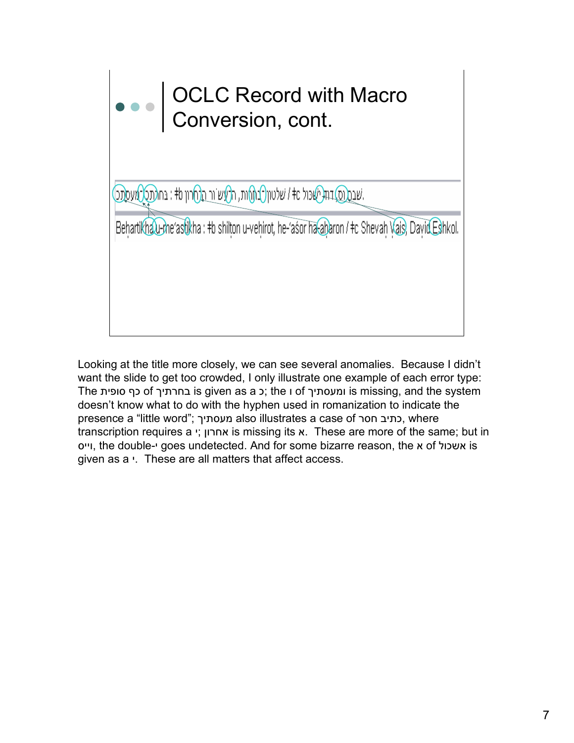# OCLC Record with Macro Conversion, cont.

שבח ויס, דוד אשכול / ‡c שלטון ובחירות, העשור האחרון : ‡b בחרתיכ ומעסתיכ

Behartikha u-me'astikha : ‡b shilton u-vehirot, he-'asor ha-aharon / ‡c Shevah Vais, David Eshkol.

Looking at the title more closely, we can see several anomalies. Because I didn't want the slide to get too crowded, I only illustrate one example of each error type: The כף סופית of בחרתיך is given as a כ; the ו of ומעסתיך is missing, and the system doesn't know what to do with the hyphen used in romanization to indicate the presence a "little word"; מעסתיך also illustrates a case of כתיב חסר, where transcription requires a י; אחרון is missing its א. These are more of the same; but in וייס, the double-י goes undetected. And for some bizarre reason, the א of אשכול is given as a י. These are all matters that affect access.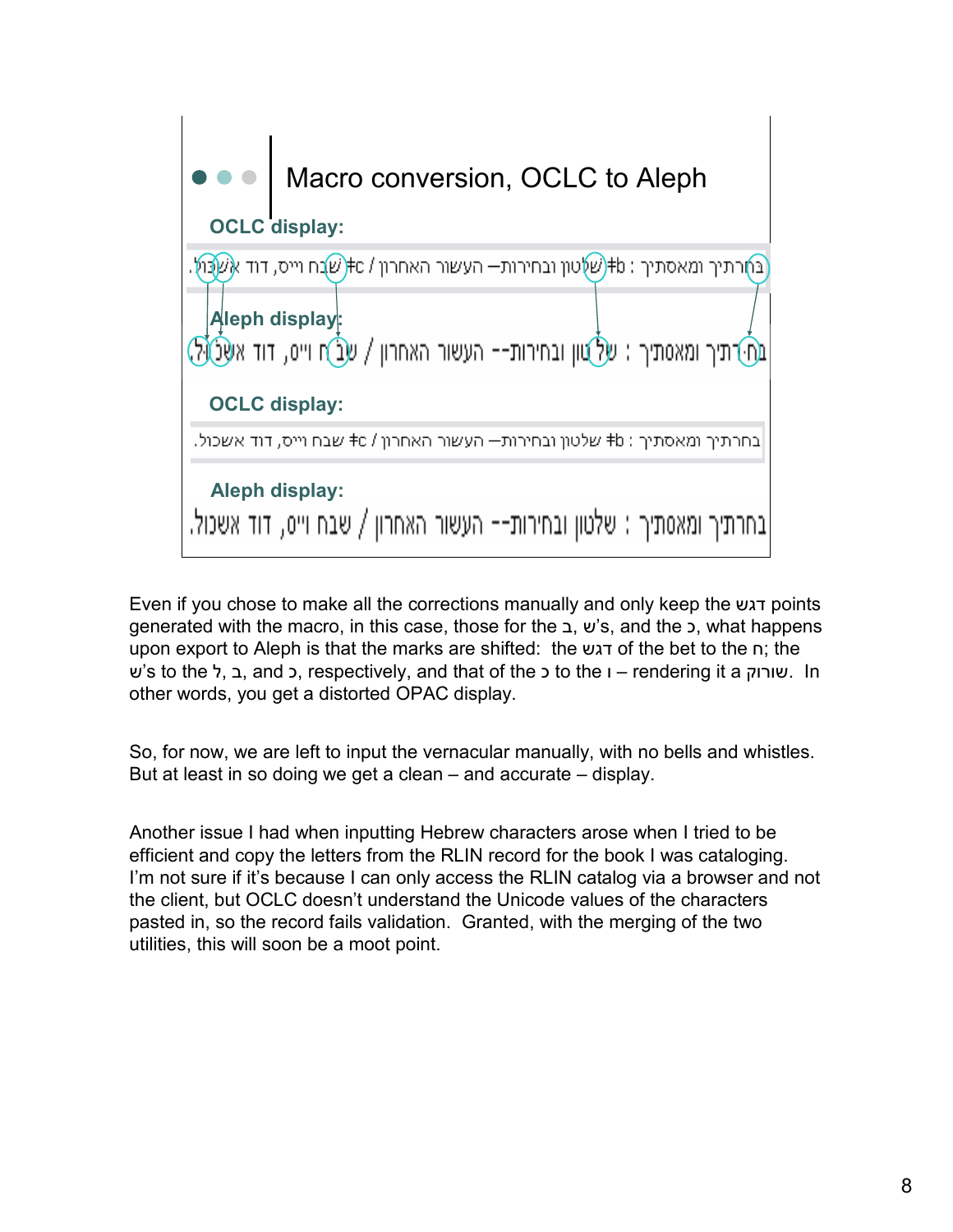## Macro conversion, OCLC to Aleph

**OCLC display:**

בחרתיך ומאסתיך : ǂb שלטון ובחירות—העשור האחרון / ǂc שבח וייס, דוד אשכול.

**Aleph display:**

בחרתיך ומאסתיך : שלטון ובחירות-- העשור האחרון / שבח וייס, דוד אשכול.

**OCLC display:**

בחרתיך ומאסתיך : ǂb שלטון ובחירות—העשור האחרון / ǂc שבח וייס, דוד אשכול.

**Aleph display:**

בחרתיך ומאסתיך : שלטון ובחירות-- העשור האחרון / שבח וייס, דוד אשכול.

Even if you chose to make all the corrections manually and only keep the דגש points generated with the macro, in this case, those for the ב, ש's, and the כ, what happens upon export to Aleph is that the marks are shifted: the דגש of the bet to the ח; the ש's to the ל, ב, and כ, respectively, and that of the כ to the ו – rendering it a שורוק. In other words, you get a distorted OPAC display.

So, for now, we are left to input the vernacular manually, with no bells and whistles. But at least in so doing we get a clean – and accurate – display.

Another issue I had when inputting Hebrew characters arose when I tried to be efficient and copy the letters from the RLIN record for the book I was cataloging. I'm not sure if it's because I can only access the RLIN catalog via a browser and not the client, but OCLC doesn't understand the Unicode values of the characters pasted in, so the record fails validation. Granted, with the merging of the two utilities, this will soon be a moot point.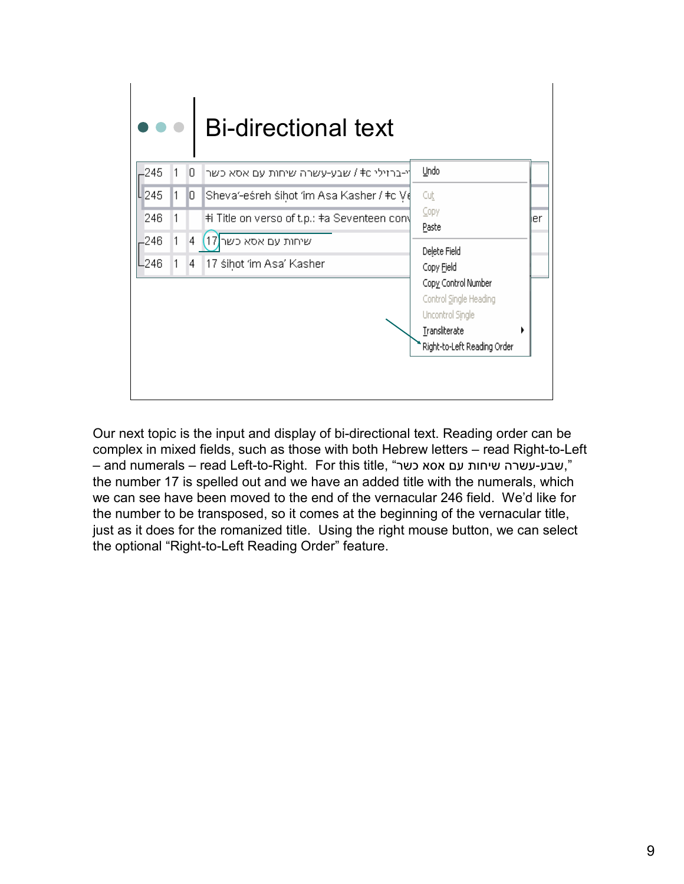# Bi-directional text

| | | | |
|---|---|---|---|
| 245 | 1 | 0 | ‏-י-ברזילי ‡c / שבע-עשרה שיחות עם אסא כשר |
| 245 | 1 | 0 | Sheva'-eśreh śiḥot 'im Asa Kasher / ‡c Ye |
| 246 | 1 | | ‡i Title on verso of t.p.: ‡a Seventeen conv |
| 246 | 1 | 4 | 17 שיחות עם אסא כשר |
| 246 | 1 | 4 | 17 śiḥot 'im Asa' Kasher |

Undo
Cut
Copy
Paste
Delete Field
Copy Field
Copy Control Number
Control Single Heading
Uncontrol Single
Transliterate
Right-to-Left Reading Order

Our next topic is the input and display of bi-directional text. Reading order can be complex in mixed fields, such as those with both Hebrew letters – read Right-to-Left – and numerals – read Left-to-Right. For this title, "שבע-עשרה שיחות עם אסא כשר," the number 17 is spelled out and we have an added title with the numerals, which we can see have been moved to the end of the vernacular 246 field. We'd like for the number to be transposed, so it comes at the beginning of the vernacular title, just as it does for the romanized title. Using the right mouse button, we can select the optional "Right-to-Left Reading Order" feature.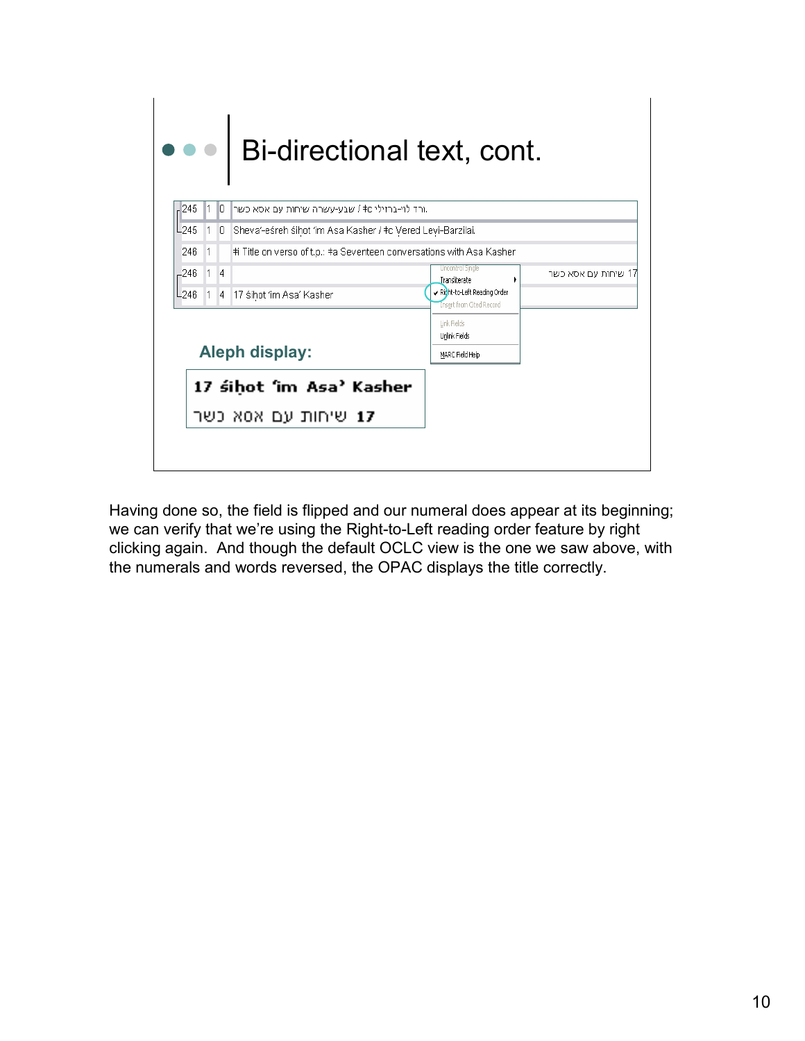# Bi-directional text, cont.

| | | | |
|---|---|---|---|
| 245 | 1 | 0 | ורד לוי-ברזילי. ‡c / שבע-עשרה שיחות עם אסא כשר |
| 245 | 1 | 0 | Sheva'-eśreh śiḥot 'im Asa Kasher / ‡c Vered Levi-Barzilai. |
| 246 | 1 | | ‡i Title on verso of t.p.: ‡a Seventeen conversations with Asa Kasher |
| 246 | 1 | 4 | 17 שיחות עם אסא כשר |
| 246 | 1 | 4 | 17 śiḥot 'im Asa' Kasher |

Uncontrol Single
Transliterate
✔ Right-to-Left Reading Order
Insert from Cited Record
Link Fields
Unlink Fields
MARC Field Help

**Aleph display:**

17 śiḥot 'im Asa' Kasher
17 שיחות עם אסא כשר

Having done so, the field is flipped and our numeral does appear at its beginning; we can verify that we're using the Right-to-Left reading order feature by right clicking again. And though the default OCLC view is the one we saw above, with the numerals and words reversed, the OPAC displays the title correctly.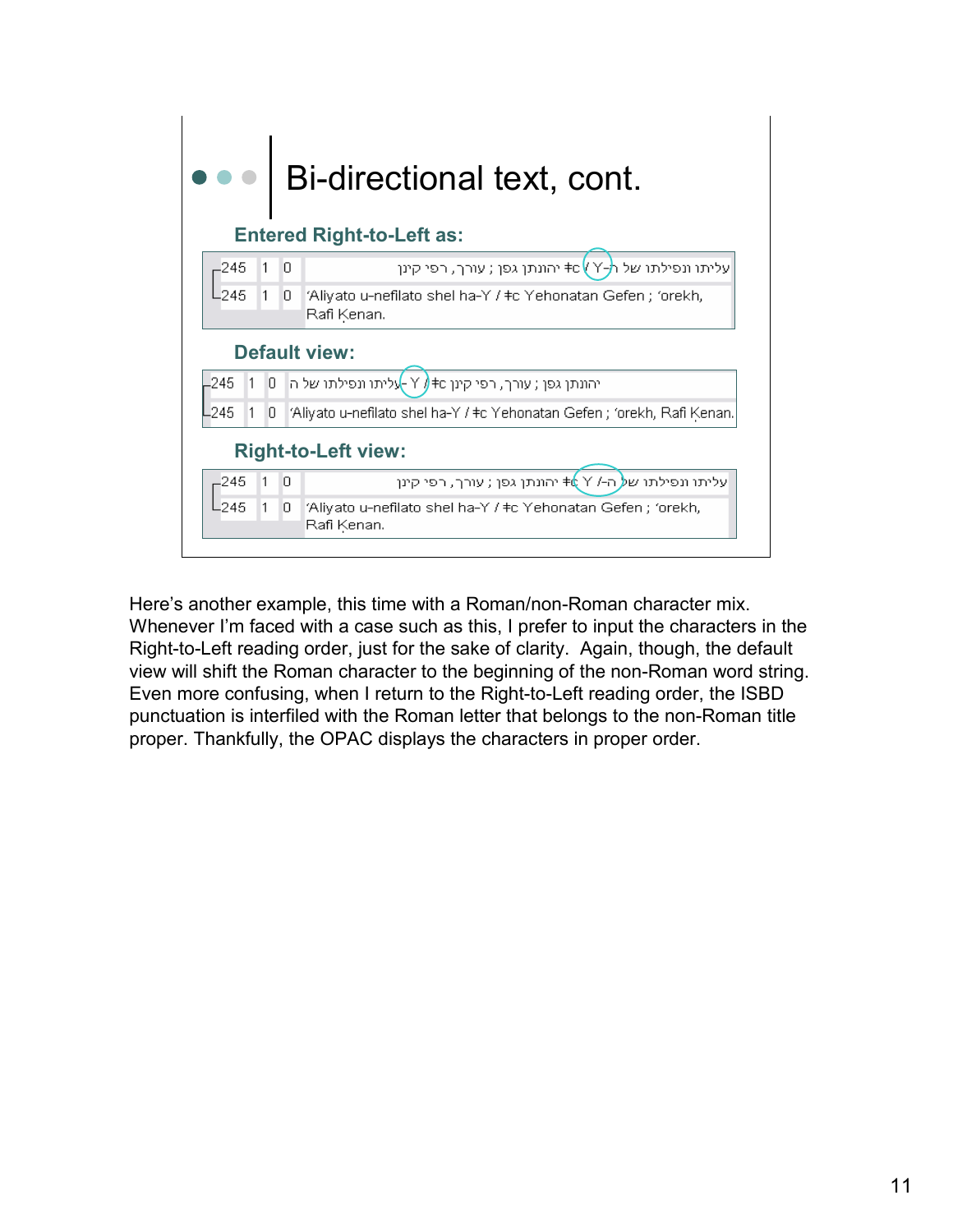# Bi-directional text, cont.

**Entered Right-to-Left as:**

| | | | |
|---|---|---|---|
| 245 | 1 | 0 | עליתו ונפילתו של ה-Y / ‡c יהונתן גפן ; עורך, רפי קינן |
| 245 | 1 | 0 | ʻAliyato u-nefilato shel ha-Y / ‡c Yehonatan Gefen ; ʻorekh, Rafi Ḳenan. |

**Default view:**

| | | | |
|---|---|---|---|
| 245 | 1 | 0 | ה של עליתו ונפילתו- Y / ‡c רפי קינן , עורך ; יהונתן גפן |
| 245 | 1 | 0 | ʻAliyato u-nefilato shel ha-Y / ‡c Yehonatan Gefen ; ʻorekh, Rafi Ḳenan. |

**Right-to-Left view:**

| | | | |
|---|---|---|---|
| 245 | 1 | 0 | עליתו ונפילתו של ה-/ Y ‡c יהונתן גפן ; עורך, רפי קינן |
| 245 | 1 | 0 | ʻAliyato u-nefilato shel ha-Y / ‡c Yehonatan Gefen ; ʻorekh, Rafi Ḳenan. |

Here's another example, this time with a Roman/non-Roman character mix. Whenever I'm faced with a case such as this, I prefer to input the characters in the Right-to-Left reading order, just for the sake of clarity. Again, though, the default view will shift the Roman character to the beginning of the non-Roman word string. Even more confusing, when I return to the Right-to-Left reading order, the ISBD punctuation is interfiled with the Roman letter that belongs to the non-Roman title proper. Thankfully, the OPAC displays the characters in proper order.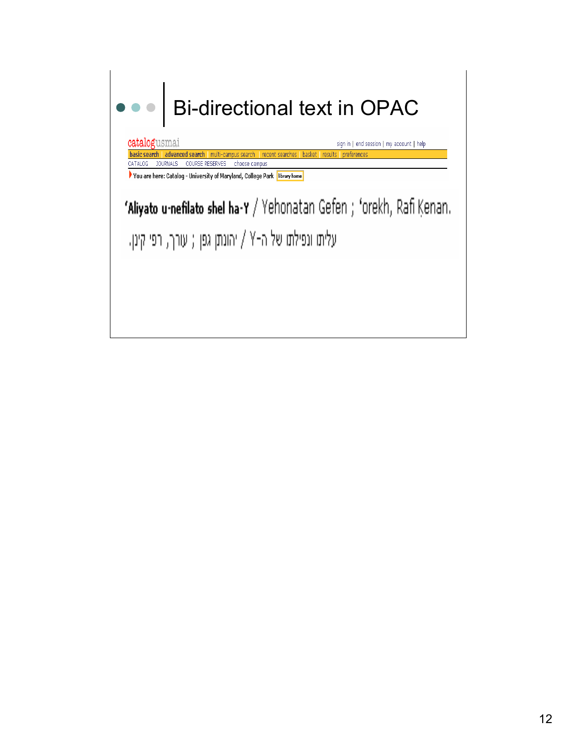# Bi-directional text in OPAC

catalogusmai

sign in | end session | my account | help

basic search | advanced search | multi-campus search | recent searches | basket | results | preferences

CATALOG JOURNALS COURSE RESERVES choose campus

You are here: Catalog - University of Maryland, College Park library home

**ʻAliyato u-nefilato shel ha-Y** / Yehonatan Gefen ; ʻorekh, Rafi Ḳenan.

עליתו ונפילתו של ה-Y / יהונתן גפן ; עורך, רפי קינן.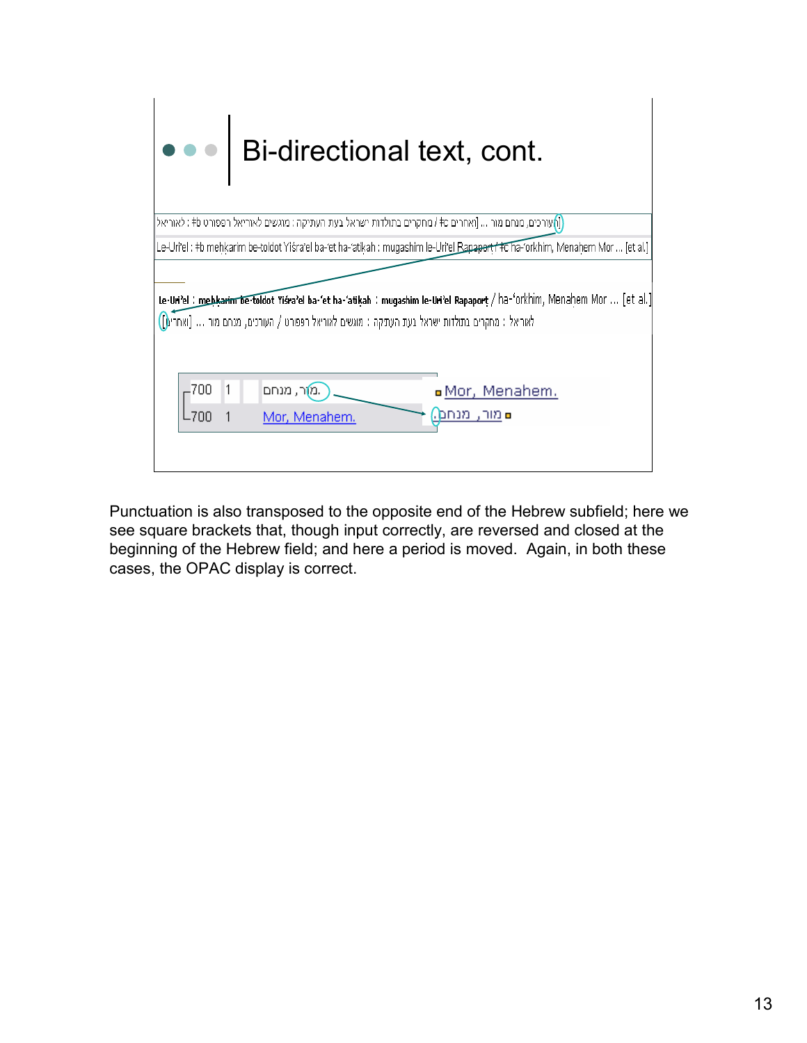# Bi-directional text, cont.

לאוריאל : ‡b מחקרים בתולדות ישראל בעת העתיקה : מוגשים לאוריאל רפפורט / ‡c העורכים, מנחם מור ... [ואחרים]

Le-Uri'el : ‡b meḥkarim be-toldot Yiśra'el ba-'et ha-'atiḳah : mugashim le-Uri'el Rapaporṭ / ‡c ha-'orkhim, Menaḥem Mor ... [et al.]

le-Uri'el : meḥkarim be-toldot Yiśra'el ba-'et ha-'atiḳah : mugashim le-Uri'el Rapaporṭ / ha-'orkhim, Menaḥem Mor ... [et al.]

לאוריאל : מחקרים בתולדות ישראל בעת העתיקה : מוגשים לאוריאל רפפורט / העורכים, מנחם מור ... [ואחרים]

| | | | |
|---|---|---|---|
| 700 | 1 | | מור, מנחם. |
| 700 | 1 | | Mor, Menahem. |

Mor, Menahem.

מור, מנחם.

Punctuation is also transposed to the opposite end of the Hebrew subfield; here we see square brackets that, though input correctly, are reversed and closed at the beginning of the Hebrew field; and here a period is moved. Again, in both these cases, the OPAC display is correct.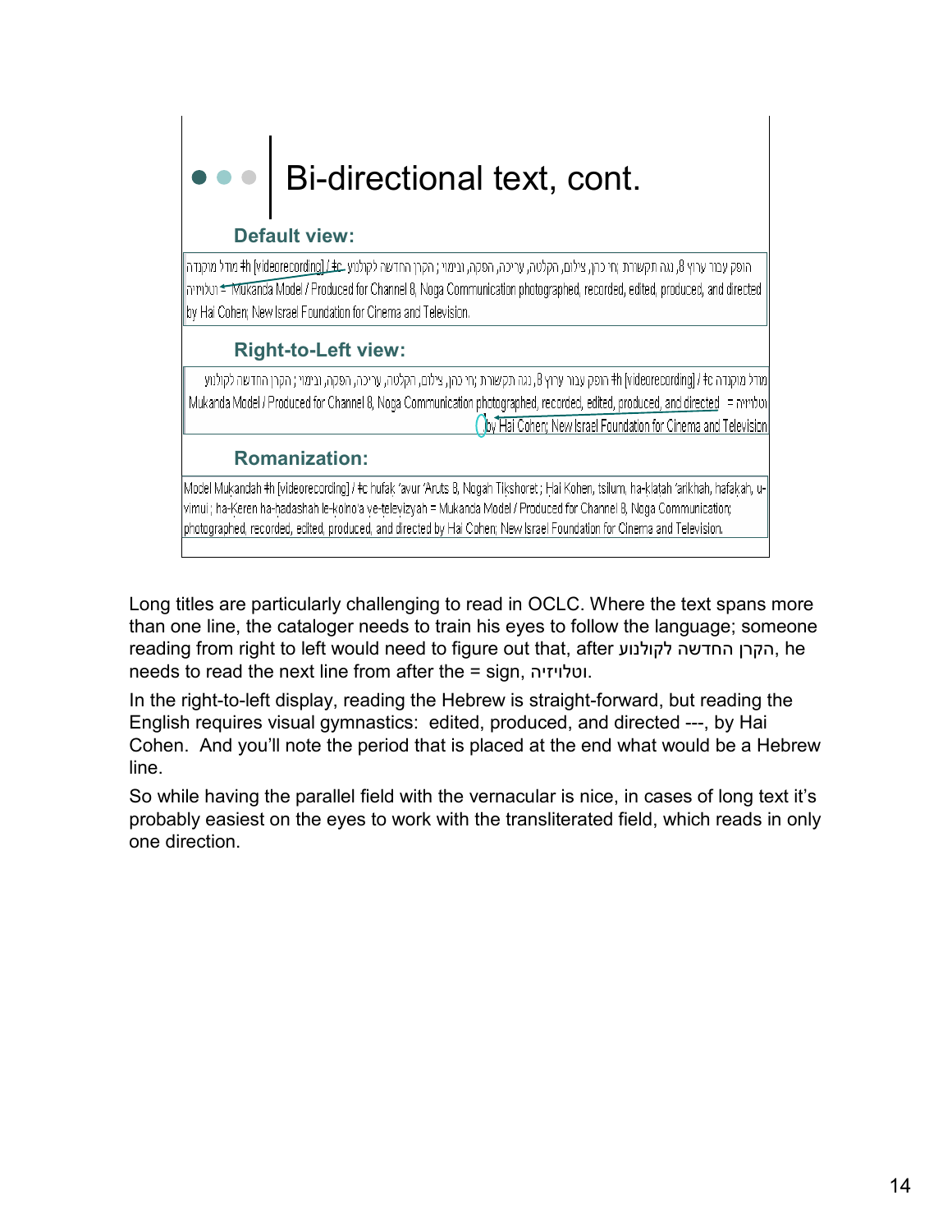# Bi-directional text, cont.

**Default view:**

הופק עבור ערוץ 8, נגה תקשורת ;חי כהן, צילום, הקלטה, עריכה, הפקה, ובימוי ; הקרן החדשה לקולנוע ‡c / [videorecording] ‡h מודל מוקנדה
וטלויזיה = Mukanda Model / Produced for Channel 8, Noga Communication photographed, recorded, edited, produced, and directed
by Hai Cohen; New Israel Foundation for Cinema and Television.

**Right-to-Left view:**

מודל מוקנדה ‡h [videorecording] / ‡c הופק עבור ערוץ 8, נגה תקשורת ;חי כהן, צילום, הקלטה, עריכה, הפקה, ובימוי ; הקרן החדשה לקולנוע
Mukanda Model / Produced for Channel 8, Noga Communication photographed, recorded, edited, produced, and directed = וטלויזיה
by Hai Cohen; New Israel Foundation for Cinema and Television.

**Romanization:**

Model Muḳandah ‡h [videorecording] / ‡c hufaḳ ʻavur ʻAruts 8, Nogah Tiḳshoret ; Ḥai Kohen, tsilum, ha-ḳlaṭah ʻarikhah, hafaḳah, u-vimui ; ha-Keren ha-ḥadashah le-ḳolnoʻa ve-ṭelevizyah = Mukanda Model / Produced for Channel 8, Noga Communication; photographed, recorded, edited, produced, and directed by Hai Cohen; New Israel Foundation for Cinema and Television.

Long titles are particularly challenging to read in OCLC. Where the text spans more than one line, the cataloger needs to train his eyes to follow the language; someone reading from right to left would need to figure out that, after הקרן החדשה לקולנוע, he needs to read the next line from after the = sign, וטלויזיה.

In the right-to-left display, reading the Hebrew is straight-forward, but reading the English requires visual gymnastics: edited, produced, and directed ---, by Hai Cohen. And you'll note the period that is placed at the end what would be a Hebrew line.

So while having the parallel field with the vernacular is nice, in cases of long text it's probably easiest on the eyes to work with the transliterated field, which reads in only one direction.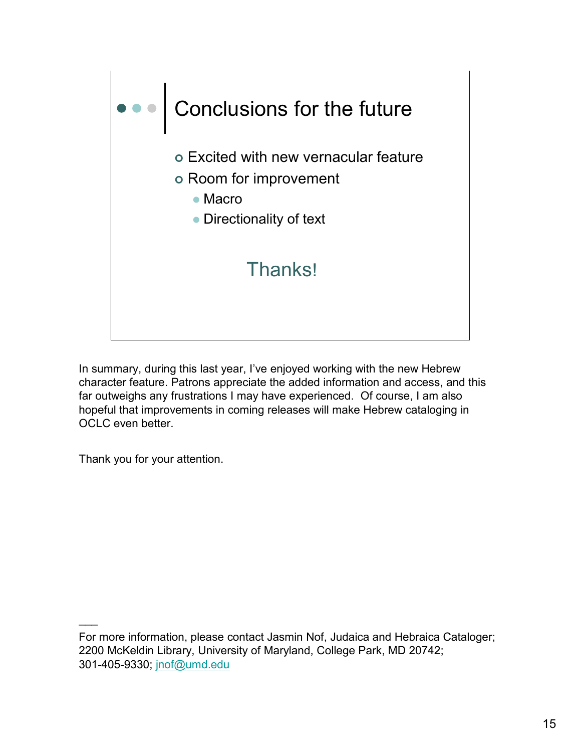## Conclusions for the future

- Excited with new vernacular feature
- Room for improvement
  - Macro
  - Directionality of text

Thanks!

In summary, during this last year, I've enjoyed working with the new Hebrew character feature. Patrons appreciate the added information and access, and this far outweighs any frustrations I may have experienced. Of course, I am also hopeful that improvements in coming releases will make Hebrew cataloging in OCLC even better.

Thank you for your attention.

---

For more information, please contact Jasmin Nof, Judaica and Hebraica Cataloger; 2200 McKeldin Library, University of Maryland, College Park, MD 20742; 301-405-9330; jnof@umd.edu